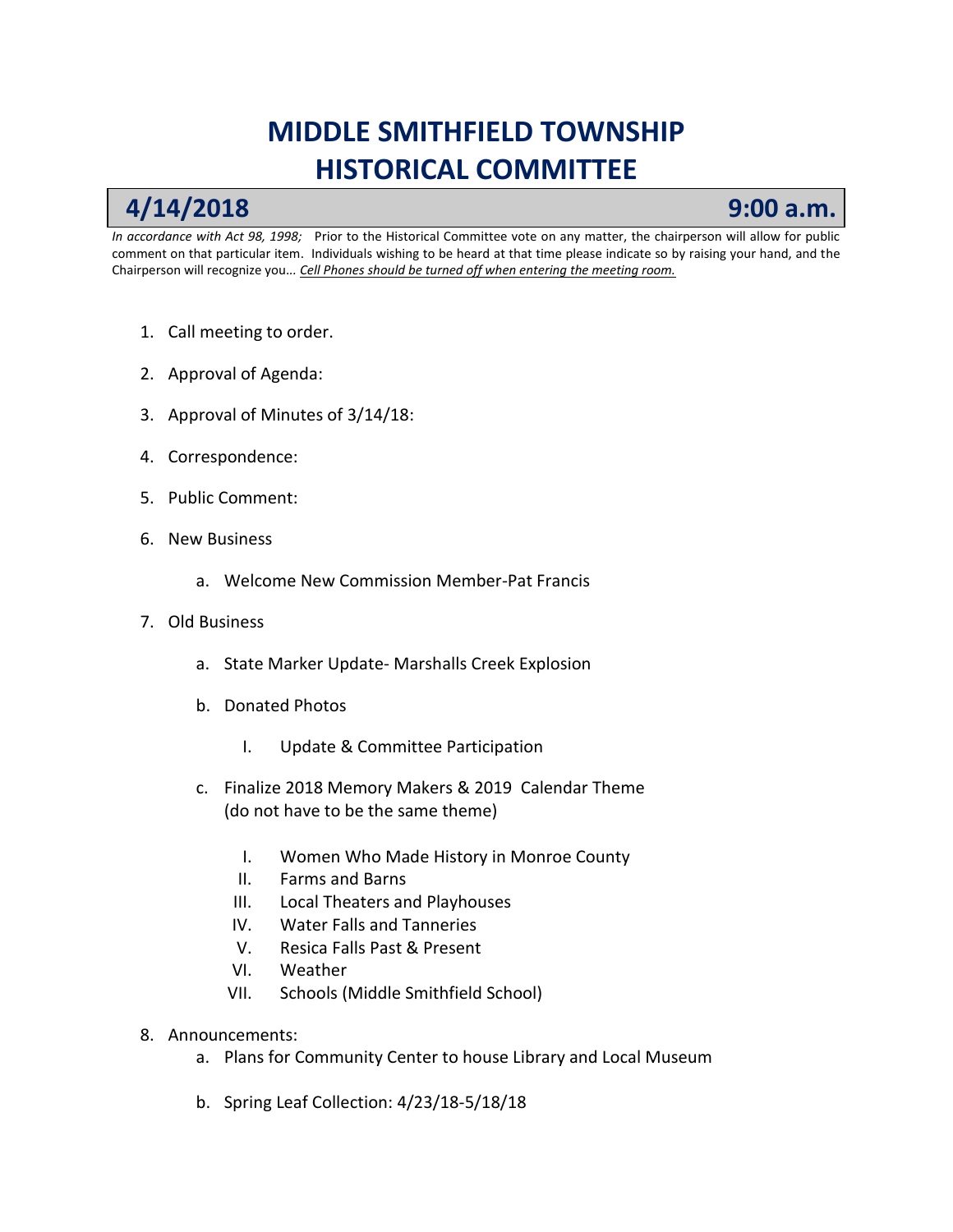# MIDDLE SMITHFIELD TOWNSHIP
# HISTORICAL COMMITTEE

## 4/14/2018 9:00 a.m.

*In accordance with Act 98, 1998;* Prior to the Historical Committee vote on any matter, the chairperson will allow for public comment on that particular item. Individuals wishing to be heard at that time please indicate so by raising your hand, and the Chairperson will recognize you… ***Cell Phones should be turned off when entering the meeting room.***

1. Call meeting to order.
2. Approval of Agenda:
3. Approval of Minutes of 3/14/18:
4. Correspondence:
5. Public Comment:
6. New Business
   a. Welcome New Commission Member-Pat Francis
7. Old Business
   a. State Marker Update- Marshalls Creek Explosion
   b. Donated Photos
      I. Update & Committee Participation
   c. Finalize 2018 Memory Makers & 2019 Calendar Theme (do not have to be the same theme)
      I. Women Who Made History in Monroe County
      II. Farms and Barns
      III. Local Theaters and Playhouses
      IV. Water Falls and Tanneries
      V. Resica Falls Past & Present
      VI. Weather
      VII. Schools (Middle Smithfield School)
8. Announcements:
   a. Plans for Community Center to house Library and Local Museum
   b. Spring Leaf Collection: 4/23/18-5/18/18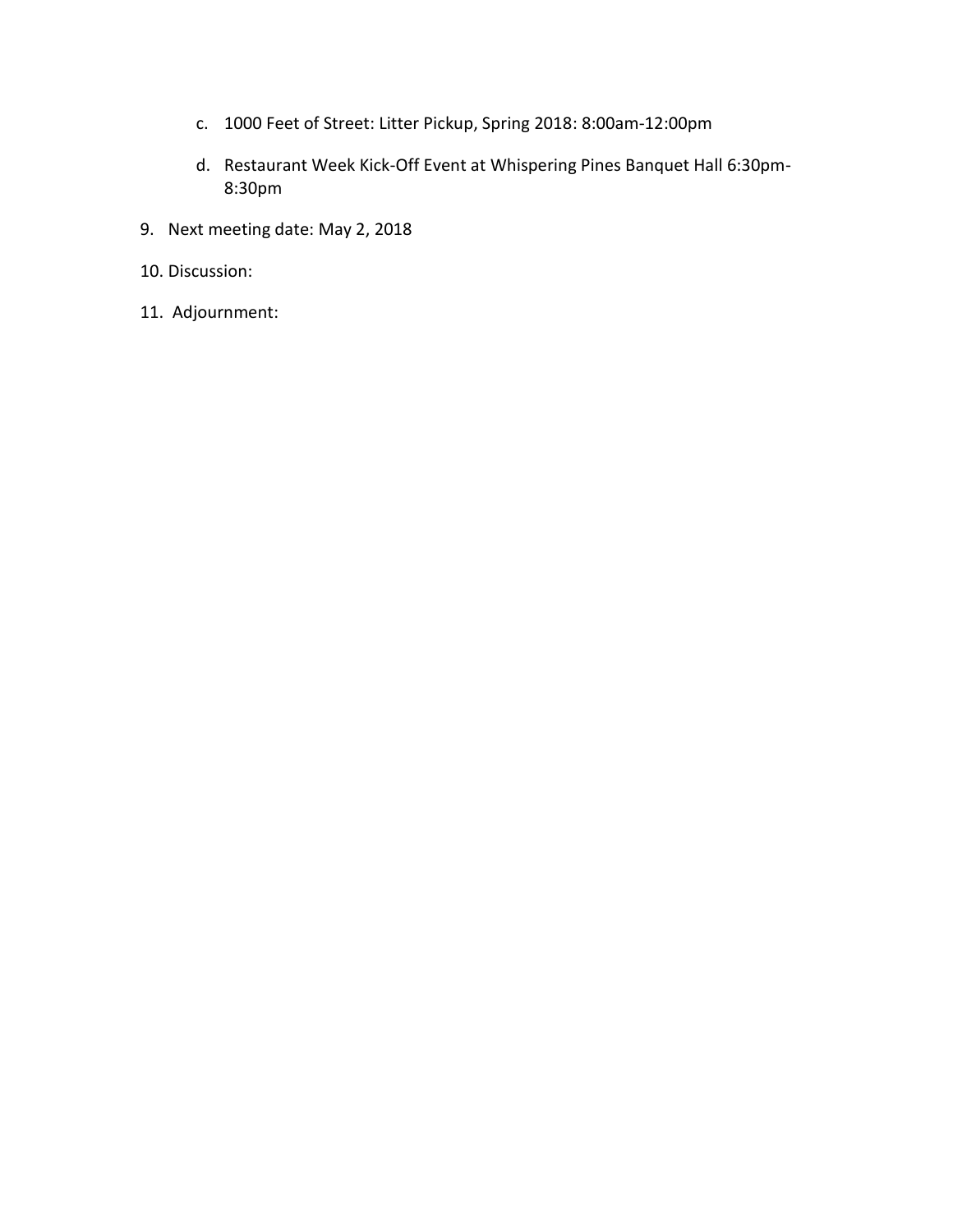c. 1000 Feet of Street: Litter Pickup, Spring 2018: 8:00am-12:00pm

d. Restaurant Week Kick-Off Event at Whispering Pines Banquet Hall 6:30pm-8:30pm

9. Next meeting date: May 2, 2018

10. Discussion:

11. Adjournment: